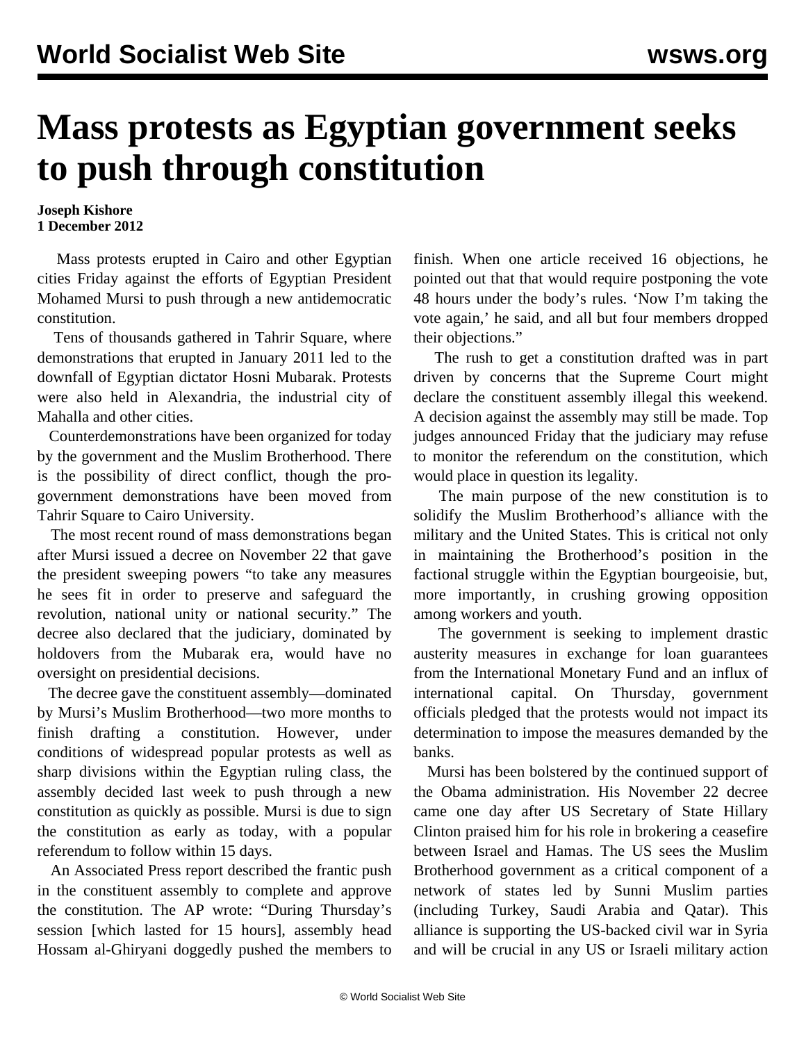# Mass protests as Egyptian government seeks to push through constitution

**Joseph Kishore**
**1 December 2012**

Mass protests erupted in Cairo and other Egyptian cities Friday against the efforts of Egyptian President Mohamed Mursi to push through a new antidemocratic constitution.

Tens of thousands gathered in Tahrir Square, where demonstrations that erupted in January 2011 led to the downfall of Egyptian dictator Hosni Mubarak. Protests were also held in Alexandria, the industrial city of Mahalla and other cities.

Counterdemonstrations have been organized for today by the government and the Muslim Brotherhood. There is the possibility of direct conflict, though the pro-government demonstrations have been moved from Tahrir Square to Cairo University.

The most recent round of mass demonstrations began after Mursi issued a decree on November 22 that gave the president sweeping powers "to take any measures he sees fit in order to preserve and safeguard the revolution, national unity or national security." The decree also declared that the judiciary, dominated by holdovers from the Mubarak era, would have no oversight on presidential decisions.

The decree gave the constituent assembly—dominated by Mursi's Muslim Brotherhood—two more months to finish drafting a constitution. However, under conditions of widespread popular protests as well as sharp divisions within the Egyptian ruling class, the assembly decided last week to push through a new constitution as quickly as possible. Mursi is due to sign the constitution as early as today, with a popular referendum to follow within 15 days.

An Associated Press report described the frantic push in the constituent assembly to complete and approve the constitution. The AP wrote: "During Thursday's session [which lasted for 15 hours], assembly head Hossam al-Ghiryani doggedly pushed the members to finish. When one article received 16 objections, he pointed out that that would require postponing the vote 48 hours under the body's rules. 'Now I'm taking the vote again,' he said, and all but four members dropped their objections."

The rush to get a constitution drafted was in part driven by concerns that the Supreme Court might declare the constituent assembly illegal this weekend. A decision against the assembly may still be made. Top judges announced Friday that the judiciary may refuse to monitor the referendum on the constitution, which would place in question its legality.

The main purpose of the new constitution is to solidify the Muslim Brotherhood's alliance with the military and the United States. This is critical not only in maintaining the Brotherhood's position in the factional struggle within the Egyptian bourgeoisie, but, more importantly, in crushing growing opposition among workers and youth.

The government is seeking to implement drastic austerity measures in exchange for loan guarantees from the International Monetary Fund and an influx of international capital. On Thursday, government officials pledged that the protests would not impact its determination to impose the measures demanded by the banks.

Mursi has been bolstered by the continued support of the Obama administration. His November 22 decree came one day after US Secretary of State Hillary Clinton praised him for his role in brokering a ceasefire between Israel and Hamas. The US sees the Muslim Brotherhood government as a critical component of a network of states led by Sunni Muslim parties (including Turkey, Saudi Arabia and Qatar). This alliance is supporting the US-backed civil war in Syria and will be crucial in any US or Israeli military action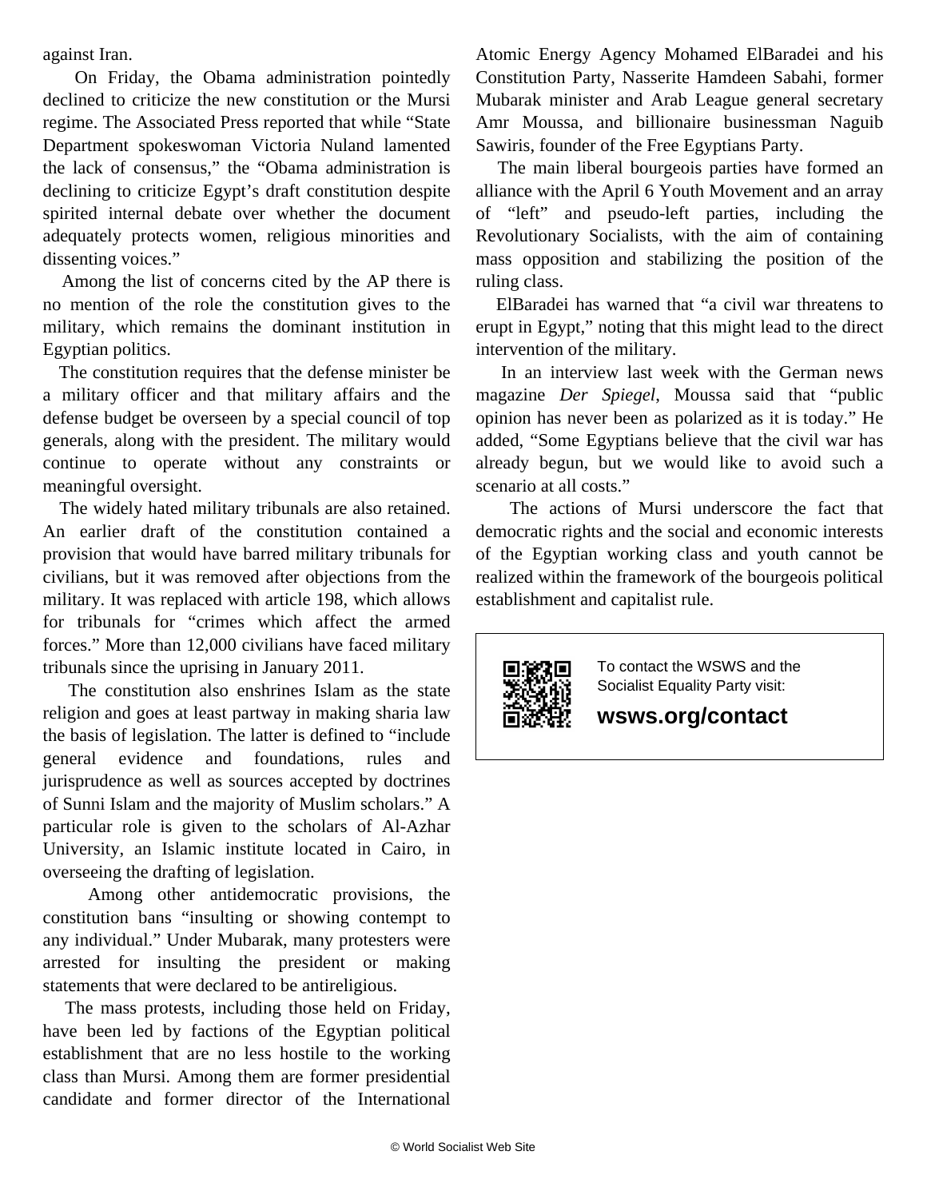against Iran.

On Friday, the Obama administration pointedly declined to criticize the new constitution or the Mursi regime. The Associated Press reported that while "State Department spokeswoman Victoria Nuland lamented the lack of consensus," the "Obama administration is declining to criticize Egypt's draft constitution despite spirited internal debate over whether the document adequately protects women, religious minorities and dissenting voices."

Among the list of concerns cited by the AP there is no mention of the role the constitution gives to the military, which remains the dominant institution in Egyptian politics.

The constitution requires that the defense minister be a military officer and that military affairs and the defense budget be overseen by a special council of top generals, along with the president. The military would continue to operate without any constraints or meaningful oversight.

The widely hated military tribunals are also retained. An earlier draft of the constitution contained a provision that would have barred military tribunals for civilians, but it was removed after objections from the military. It was replaced with article 198, which allows for tribunals for "crimes which affect the armed forces." More than 12,000 civilians have faced military tribunals since the uprising in January 2011.

The constitution also enshrines Islam as the state religion and goes at least partway in making sharia law the basis of legislation. The latter is defined to "include general evidence and foundations, rules and jurisprudence as well as sources accepted by doctrines of Sunni Islam and the majority of Muslim scholars." A particular role is given to the scholars of Al-Azhar University, an Islamic institute located in Cairo, in overseeing the drafting of legislation.

Among other antidemocratic provisions, the constitution bans "insulting or showing contempt to any individual." Under Mubarak, many protesters were arrested for insulting the president or making statements that were declared to be antireligious.

The mass protests, including those held on Friday, have been led by factions of the Egyptian political establishment that are no less hostile to the working class than Mursi. Among them are former presidential candidate and former director of the International Atomic Energy Agency Mohamed ElBaradei and his Constitution Party, Nasserite Hamdeen Sabahi, former Mubarak minister and Arab League general secretary Amr Moussa, and billionaire businessman Naguib Sawiris, founder of the Free Egyptians Party.

The main liberal bourgeois parties have formed an alliance with the April 6 Youth Movement and an array of "left" and pseudo-left parties, including the Revolutionary Socialists, with the aim of containing mass opposition and stabilizing the position of the ruling class.

ElBaradei has warned that "a civil war threatens to erupt in Egypt," noting that this might lead to the direct intervention of the military.

In an interview last week with the German news magazine *Der Spiegel*, Moussa said that "public opinion has never been as polarized as it is today." He added, "Some Egyptians believe that the civil war has already begun, but we would like to avoid such a scenario at all costs."

The actions of Mursi underscore the fact that democratic rights and the social and economic interests of the Egyptian working class and youth cannot be realized within the framework of the bourgeois political establishment and capitalist rule.

To contact the WSWS and the Socialist Equality Party visit:

**wsws.org/contact**